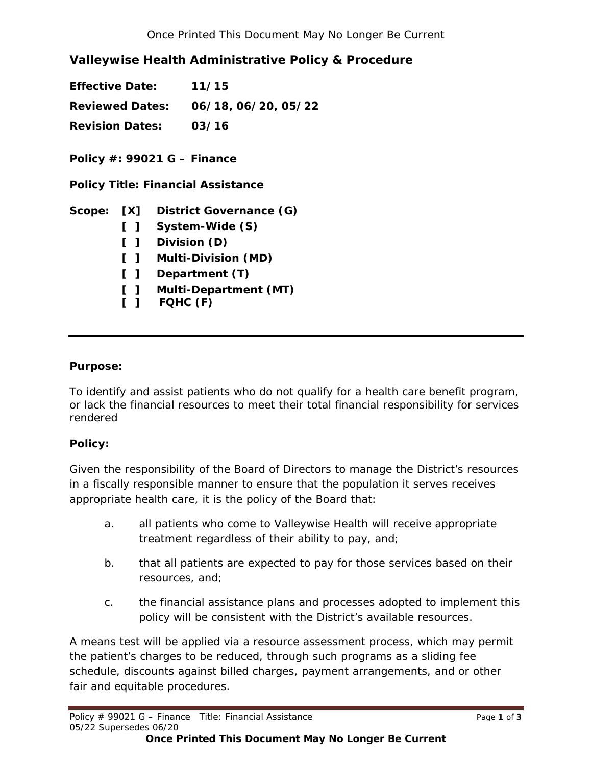## Valleywise Health Administrative Policy & Procedure

**Effective Date:** 11/15

**Reviewed Dates:** 06/18, 06/20, 05/22

**Revision Dates:** 03/16

**Policy #: 99021 G – Finance**

**Policy Title: Financial Assistance**

**Scope:**
- **[X] District Governance (G)**
- **[ ] System-Wide (S)**
- **[ ] Division (D)**
- **[ ] Multi-Division (MD)**
- **[ ] Department (T)**
- **[ ] Multi-Department (MT)**
- **[ ] FQHC (F)**

---

**Purpose:**

To identify and assist patients who do not qualify for a health care benefit program, or lack the financial resources to meet their total financial responsibility for services rendered

**Policy:**

Given the responsibility of the Board of Directors to manage the District's resources in a fiscally responsible manner to ensure that the population it serves receives appropriate health care, it is the policy of the Board that:

a. all patients who come to Valleywise Health will receive appropriate treatment regardless of their ability to pay, and;

b. that all patients are expected to pay for those services based on their resources, and;

c. the financial assistance plans and processes adopted to implement this policy will be consistent with the District's available resources.

A means test will be applied via a resource assessment process, which may permit the patient's charges to be reduced, through such programs as a sliding fee schedule, discounts against billed charges, payment arrangements, and or other fair and equitable procedures.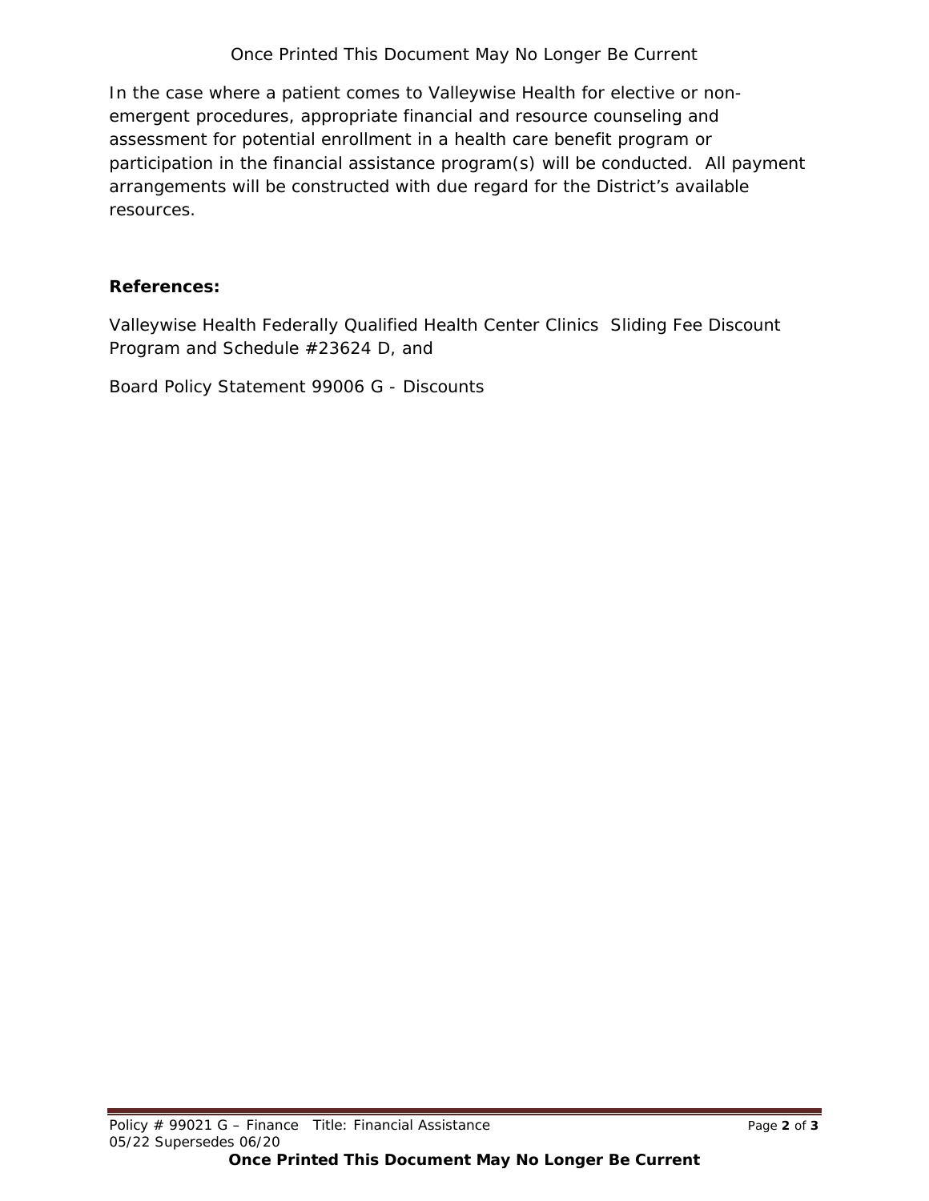In the case where a patient comes to Valleywise Health for elective or non-emergent procedures, appropriate financial and resource counseling and assessment for potential enrollment in a health care benefit program or participation in the financial assistance program(s) will be conducted. All payment arrangements will be constructed with due regard for the District's available resources.

**References:**

Valleywise Health Federally Qualified Health Center Clinics Sliding Fee Discount Program and Schedule #23624 D, and

Board Policy Statement 99006 G - Discounts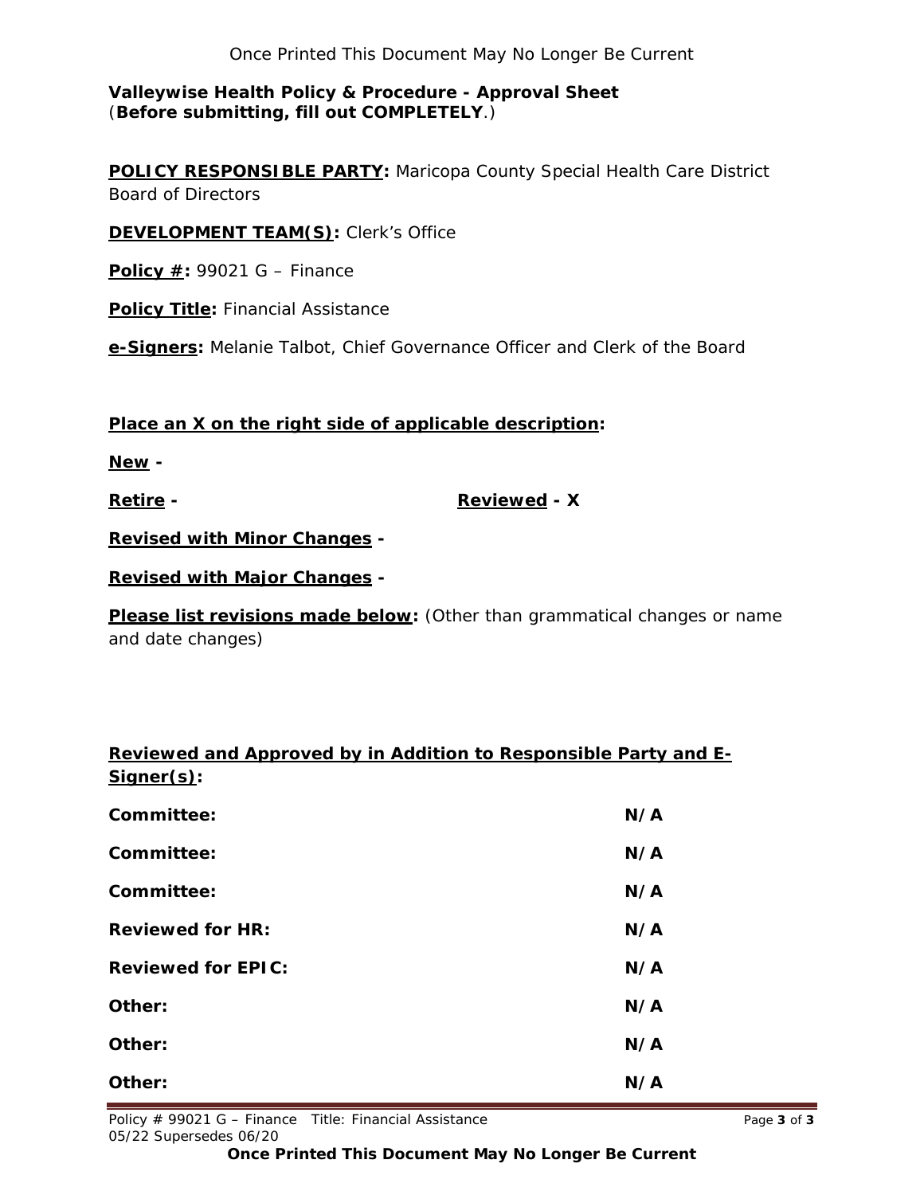**Valleywise Health Policy & Procedure - Approval Sheet**
(**Before submitting, fill out COMPLETELY**.)

**POLICY RESPONSIBLE PARTY:** Maricopa County Special Health Care District Board of Directors

**DEVELOPMENT TEAM(S):** Clerk's Office

**Policy #:** 99021 G – Finance

**Policy Title:** Financial Assistance

**e-Signers:** Melanie Talbot, Chief Governance Officer and Clerk of the Board

**Place an X on the right side of applicable description:**

**New -**

**Retire -**

**Reviewed - X**

**Revised with Minor Changes -**

**Revised with Major Changes -**

**Please list revisions made below:** (Other than grammatical changes or name and date changes)

**Reviewed and Approved by in Addition to Responsible Party and E-Signer(s):**

| | |
|---|---|
| **Committee:** | **N/A** |
| **Committee:** | **N/A** |
| **Committee:** | **N/A** |
| **Reviewed for HR:** | **N/A** |
| **Reviewed for EPIC:** | **N/A** |
| **Other:** | **N/A** |
| **Other:** | **N/A** |
| **Other:** | **N/A** |